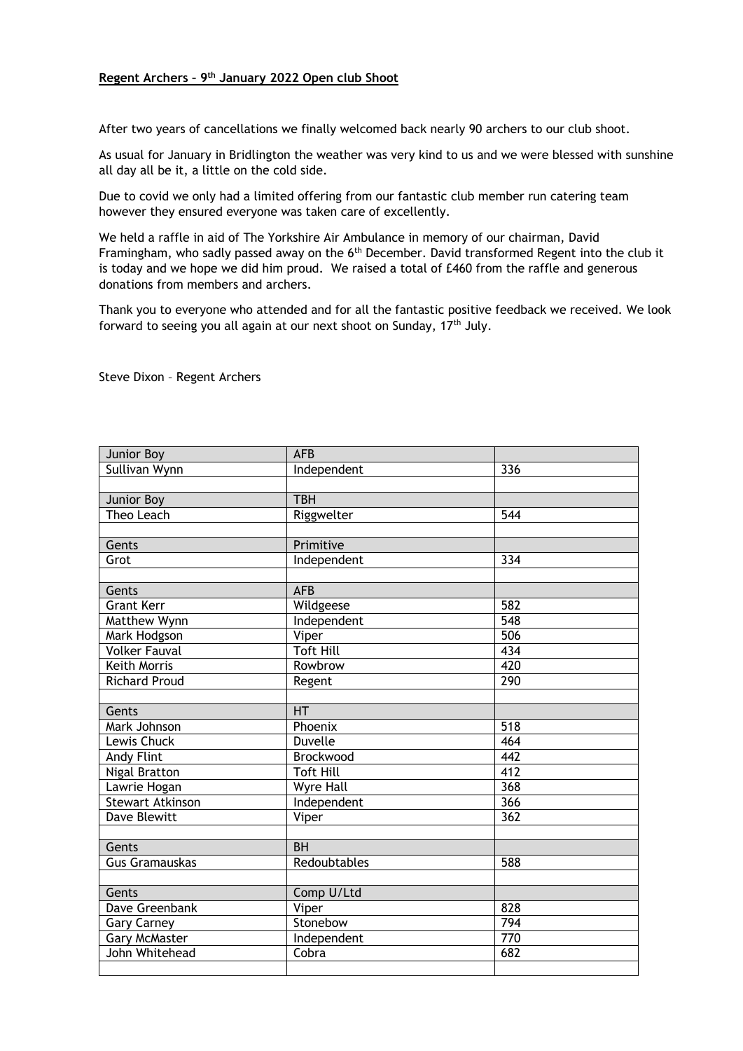**Regent Archers – 9th January 2022 Open club Shoot**

After two years of cancellations we finally welcomed back nearly 90 archers to our club shoot.

As usual for January in Bridlington the weather was very kind to us and we were blessed with sunshine all day all be it, a little on the cold side.

Due to covid we only had a limited offering from our fantastic club member run catering team however they ensured everyone was taken care of excellently.

We held a raffle in aid of The Yorkshire Air Ambulance in memory of our chairman, David Framingham, who sadly passed away on the 6th December. David transformed Regent into the club it is today and we hope we did him proud. We raised a total of £460 from the raffle and generous donations from members and archers.

Thank you to everyone who attended and for all the fantastic positive feedback we received. We look forward to seeing you all again at our next shoot on Sunday, 17th July.

Steve Dixon – Regent Archers

| Junior Boy | AFB | |
|---|---|---|
| Sullivan Wynn | Independent | 336 |
| | | |
| Junior Boy | TBH | |
| Theo Leach | Riggwelter | 544 |
| | | |
| Gents | Primitive | |
| Grot | Independent | 334 |
| | | |
| Gents | AFB | |
| Grant Kerr | Wildgeese | 582 |
| Matthew Wynn | Independent | 548 |
| Mark Hodgson | Viper | 506 |
| Volker Fauval | Toft Hill | 434 |
| Keith Morris | Rowbrow | 420 |
| Richard Proud | Regent | 290 |
| | | |
| Gents | HT | |
| Mark Johnson | Phoenix | 518 |
| Lewis Chuck | Duvelle | 464 |
| Andy Flint | Brockwood | 442 |
| Nigal Bratton | Toft Hill | 412 |
| Lawrie Hogan | Wyre Hall | 368 |
| Stewart Atkinson | Independent | 366 |
| Dave Blewitt | Viper | 362 |
| | | |
| Gents | BH | |
| Gus Gramauskas | Redoubtables | 588 |
| | | |
| Gents | Comp U/Ltd | |
| Dave Greenbank | Viper | 828 |
| Gary Carney | Stonebow | 794 |
| Gary McMaster | Independent | 770 |
| John Whitehead | Cobra | 682 |
| | | |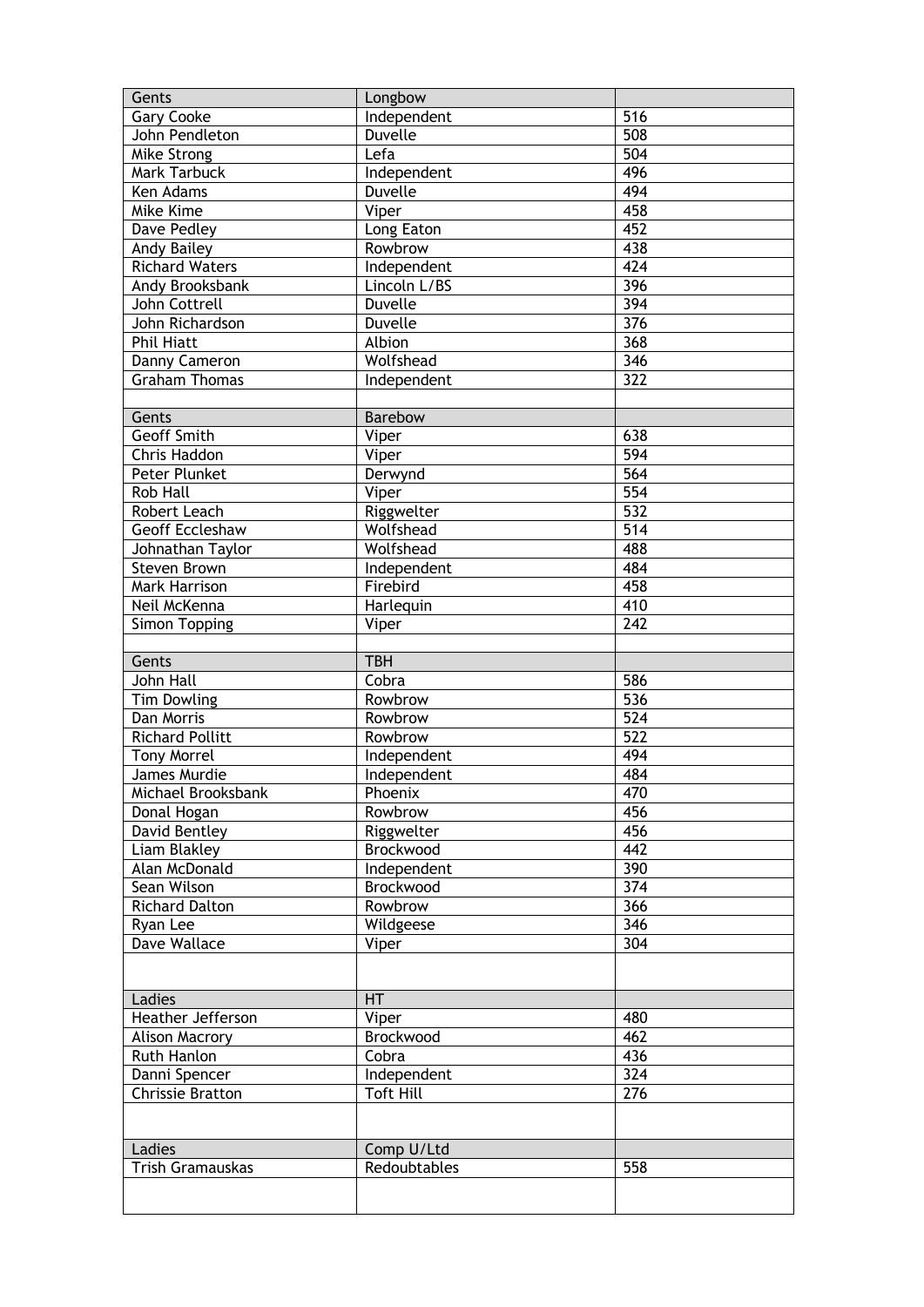| Gents | Longbow | |
|---|---|---|
| Gary Cooke | Independent | 516 |
| John Pendleton | Duvelle | 508 |
| Mike Strong | Lefa | 504 |
| Mark Tarbuck | Independent | 496 |
| Ken Adams | Duvelle | 494 |
| Mike Kime | Viper | 458 |
| Dave Pedley | Long Eaton | 452 |
| Andy Bailey | Rowbrow | 438 |
| Richard Waters | Independent | 424 |
| Andy Brooksbank | Lincoln L/BS | 396 |
| John Cottrell | Duvelle | 394 |
| John Richardson | Duvelle | 376 |
| Phil Hiatt | Albion | 368 |
| Danny Cameron | Wolfshead | 346 |
| Graham Thomas | Independent | 322 |
| | | |
| Gents | Barebow | |
| Geoff Smith | Viper | 638 |
| Chris Haddon | Viper | 594 |
| Peter Plunket | Derwynd | 564 |
| Rob Hall | Viper | 554 |
| Robert Leach | Riggwelter | 532 |
| Geoff Eccleshaw | Wolfshead | 514 |
| Johnathan Taylor | Wolfshead | 488 |
| Steven Brown | Independent | 484 |
| Mark Harrison | Firebird | 458 |
| Neil McKenna | Harlequin | 410 |
| Simon Topping | Viper | 242 |
| | | |
| Gents | TBH | |
| John Hall | Cobra | 586 |
| Tim Dowling | Rowbrow | 536 |
| Dan Morris | Rowbrow | 524 |
| Richard Pollitt | Rowbrow | 522 |
| Tony Morrel | Independent | 494 |
| James Murdie | Independent | 484 |
| Michael Brooksbank | Phoenix | 470 |
| Donal Hogan | Rowbrow | 456 |
| David Bentley | Riggwelter | 456 |
| Liam Blakley | Brockwood | 442 |
| Alan McDonald | Independent | 390 |
| Sean Wilson | Brockwood | 374 |
| Richard Dalton | Rowbrow | 366 |
| Ryan Lee | Wildgeese | 346 |
| Dave Wallace | Viper | 304 |
| | | |
| Ladies | HT | |
| Heather Jefferson | Viper | 480 |
| Alison Macrory | Brockwood | 462 |
| Ruth Hanlon | Cobra | 436 |
| Danni Spencer | Independent | 324 |
| Chrissie Bratton | Toft Hill | 276 |
| | | |
| Ladies | Comp U/Ltd | |
| Trish Gramauskas | Redoubtables | 558 |
| | | |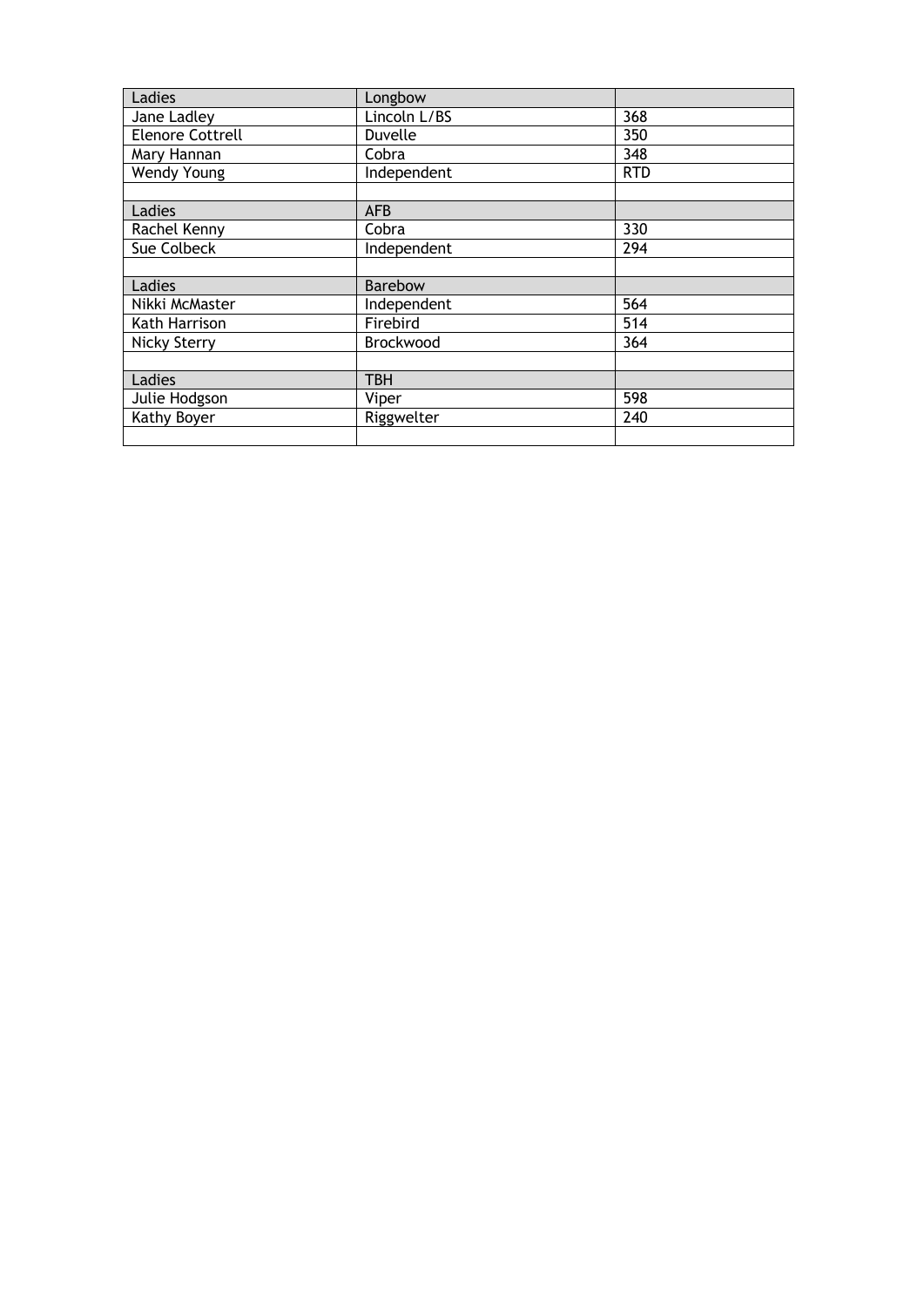| | | |
|---|---|---|
| Ladies | Longbow | |
| Jane Ladley | Lincoln L/BS | 368 |
| Elenore Cottrell | Duvelle | 350 |
| Mary Hannan | Cobra | 348 |
| Wendy Young | Independent | RTD |
| | | |
| Ladies | AFB | |
| Rachel Kenny | Cobra | 330 |
| Sue Colbeck | Independent | 294 |
| | | |
| Ladies | Barebow | |
| Nikki McMaster | Independent | 564 |
| Kath Harrison | Firebird | 514 |
| Nicky Sterry | Brockwood | 364 |
| | | |
| Ladies | TBH | |
| Julie Hodgson | Viper | 598 |
| Kathy Boyer | Riggwelter | 240 |
| | | |